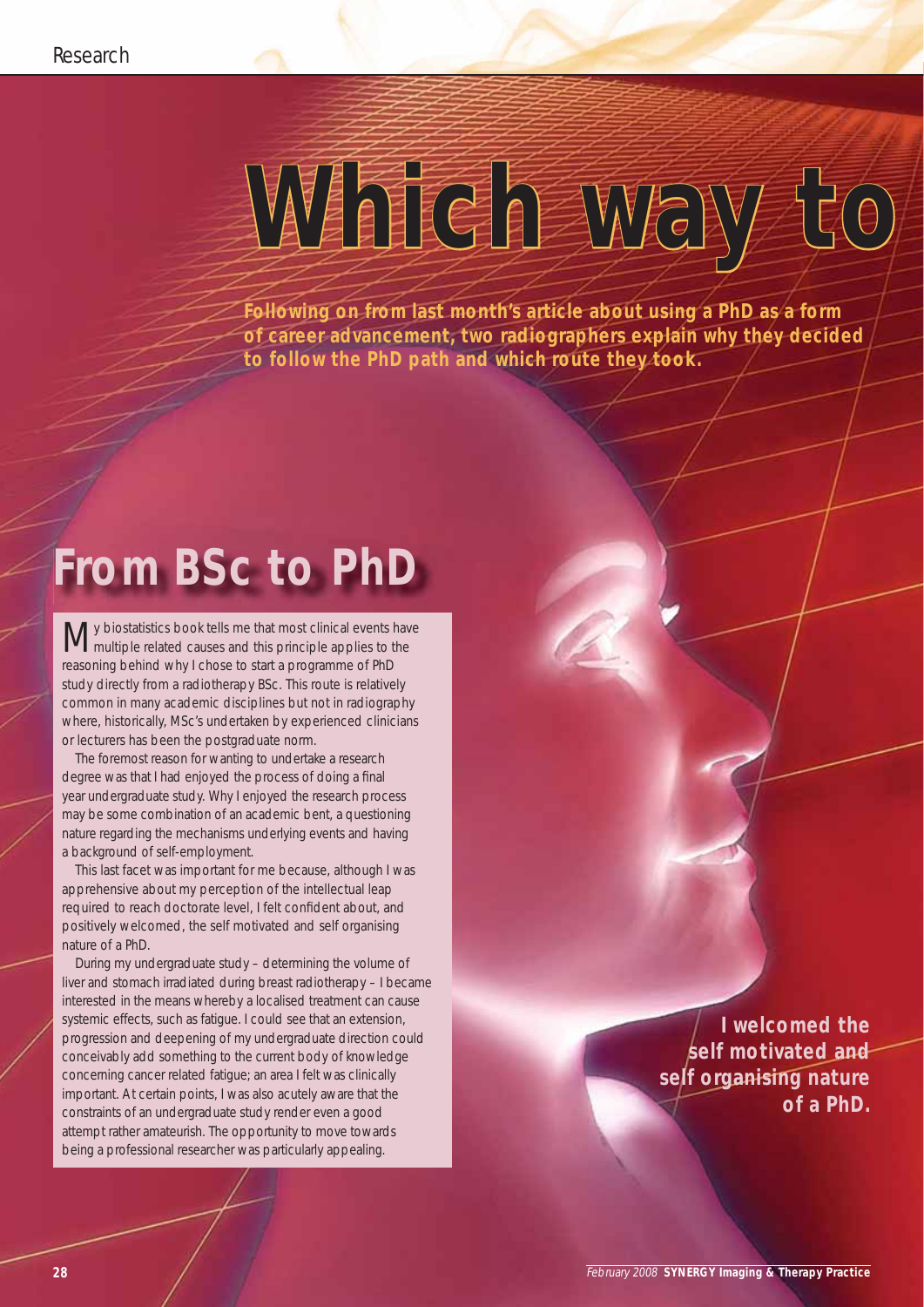# Which way to

**Following on from last month's article about using a PhD as a form of career advancement, two radiographers explain why they decided to follow the PhD path and which route they took.**

## From BSc to PhD

My biostatistics book tells me that most clinical events have multiple related causes and this principle applies to the reasoning behind why I chose to start a programme of PhD study directly from a radiotherapy BSc. This route is relatively common in many academic disciplines but not in radiography where, historically, MSc's undertaken by experienced clinicians or lecturers has been the postgraduate norm.

The foremost reason for wanting to undertake a research degree was that I had enjoyed the process of doing a final year undergraduate study. Why I enjoyed the research process may be some combination of an academic bent, a questioning nature regarding the mechanisms underlying events and having a background of self-employment.

This last facet was important for me because, although I was apprehensive about my perception of the intellectual leap required to reach doctorate level, I felt confident about, and positively welcomed, the self motivated and self organising nature of a PhD.

During my undergraduate study – determining the volume of liver and stomach irradiated during breast radiotherapy – I became interested in the means whereby a localised treatment can cause systemic effects, such as fatigue. I could see that an extension, progression and deepening of my undergraduate direction could conceivably add something to the current body of knowledge concerning cancer related fatigue; an area I felt was clinically important. At certain points, I was also acutely aware that the constraints of an undergraduate study render even a good attempt rather amateurish. The opportunity to move towards being a professional researcher was particularly appealing.

**I welcomed the self motivated and self organising nature of a PhD.**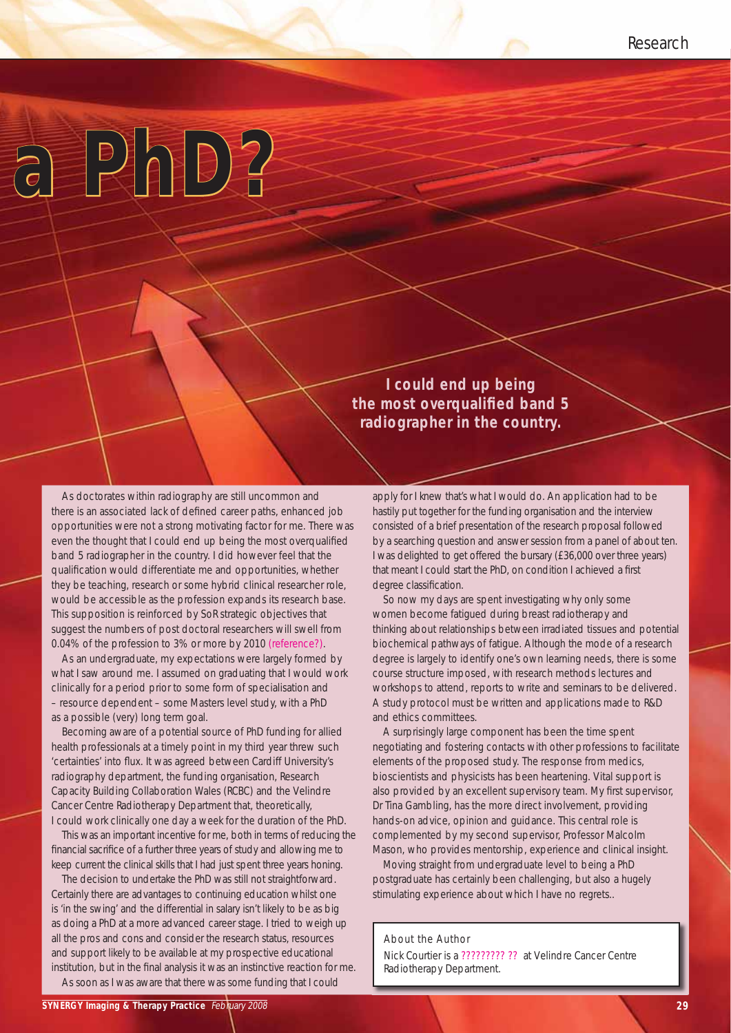# a PhD?

**I could end up being the most overqualified band 5 radiographer in the country.**

As doctorates within radiography are still uncommon and there is an associated lack of defined career paths, enhanced job opportunities were not a strong motivating factor for me. There was even the thought that I could end up being the most overqualified band 5 radiographer in the country. I did however feel that the qualification would differentiate me and opportunities, whether they be teaching, research or some hybrid clinical researcher role, would be accessible as the profession expands its research base. This supposition is reinforced by SoR strategic objectives that suggest the numbers of post doctoral researchers will swell from 0.04% of the profession to 3% or more by 2010 (reference?).

As an undergraduate, my expectations were largely formed by what I saw around me. I assumed on graduating that I would work clinically for a period prior to some form of specialisation and – resource dependent – some Masters level study, with a PhD as a possible (very) long term goal.

Becoming aware of a potential source of PhD funding for allied health professionals at a timely point in my third year threw such 'certainties' into flux. It was agreed between Cardiff University's radiography department, the funding organisation, Research Capacity Building Collaboration Wales (RCBC) and the Velindre Cancer Centre Radiotherapy Department that, theoretically, I could work clinically one day a week for the duration of the PhD.

This was an important incentive for me, both in terms of reducing the financial sacrifice of a further three years of study and allowing me to keep current the clinical skills that I had just spent three years honing.

The decision to undertake the PhD was still not straightforward. Certainly there are advantages to continuing education whilst one is 'in the swing' and the differential in salary isn't likely to be as big as doing a PhD at a more advanced career stage. I tried to weigh up all the pros and cons and consider the research status, resources and support likely to be available at my prospective educational institution, but in the final analysis it was an instinctive reaction for me.

As soon as I was aware that there was some funding that I could apply for I knew that's what I would do. An application had to be hastily put together for the funding organisation and the interview consisted of a brief presentation of the research proposal followed by a searching question and answer session from a panel of about ten. I was delighted to get offered the bursary (£36,000 over three years) that meant I could start the PhD, on condition I achieved a first degree classification.

So now my days are spent investigating why only some women become fatigued during breast radiotherapy and thinking about relationships between irradiated tissues and potential biochemical pathways of fatigue. Although the mode of a research degree is largely to identify one's own learning needs, there is some course structure imposed, with research methods lectures and workshops to attend, reports to write and seminars to be delivered. A study protocol must be written and applications made to R&D and ethics committees.

A surprisingly large component has been the time spent negotiating and fostering contacts with other professions to facilitate elements of the proposed study. The response from medics, bioscientists and physicists has been heartening. Vital support is also provided by an excellent supervisory team. My first supervisor, Dr Tina Gambling, has the more direct involvement, providing hands-on advice, opinion and guidance. This central role is complemented by my second supervisor, Professor Malcolm Mason, who provides mentorship, experience and clinical insight.

Moving straight from undergraduate level to being a PhD postgraduate has certainly been challenging, but also a hugely stimulating experience about which I have no regrets..

**About the Author**

Nick Courtier is a ????????? ?? at Velindre Cancer Centre Radiotherapy Department.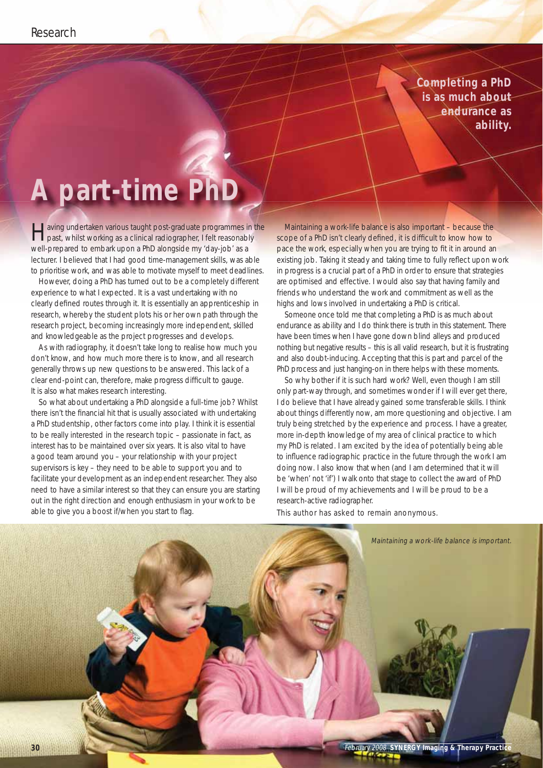# A part-time PhD

**Completing a PhD is as much about endurance as ability.**

Having undertaken various taught post-graduate programmes in the past, whilst working as a clinical radiographer, I felt reasonably well-prepared to embark upon a PhD alongside my 'day-job' as a lecturer. I believed that I had good time-management skills, was able to prioritise work, and was able to motivate myself to meet deadlines.

However, doing a PhD has turned out to be a completely different experience to what I expected. It is a vast undertaking with no clearly defined routes through it. It is essentially an apprenticeship in research, whereby the student plots his or her own path through the research project, becoming increasingly more independent, skilled and knowledgeable as the project progresses and develops.

As with radiography, it doesn't take long to realise how much you don't know, and how much more there is to know, and all research generally throws up new questions to be answered. This lack of a clear end-point can, therefore, make progress difficult to gauge. It is also what makes research interesting.

So what about undertaking a PhD alongside a full-time job? Whilst there isn't the financial hit that is usually associated with undertaking a PhD studentship, other factors come into play. I think it is essential to be really interested in the research topic – passionate in fact, as interest has to be maintained over six years. It is also vital to have a good team around you – your relationship with your project supervisors is key – they need to be able to support you and to facilitate your development as an independent researcher. They also need to have a similar interest so that they can ensure you are starting out in the right direction and enough enthusiasm in your work to be able to give you a boost if/when you start to flag.

Maintaining a work-life balance is also important – because the scope of a PhD isn't clearly defined, it is difficult to know how to pace the work, especially when you are trying to fit it in around an existing job. Taking it steady and taking time to fully reflect upon work in progress is a crucial part of a PhD in order to ensure that strategies are optimised and effective. I would also say that having family and friends who understand the work and commitment as well as the highs and lows involved in undertaking a PhD is critical.

Someone once told me that completing a PhD is as much about endurance as ability and I do think there is truth in this statement. There have been times when I have gone down blind alleys and produced nothing but negative results – this is all valid research, but it is frustrating and also doubt-inducing. Accepting that this is part and parcel of the PhD process and just hanging-on in there helps with these moments.

So why bother if it is such hard work? Well, even though I am still only part-way through, and sometimes wonder if I will ever get there, I do believe that I have already gained some transferable skills. I think about things differently now, am more questioning and objective. I am truly being stretched by the experience and process. I have a greater, more in-depth knowledge of my area of clinical practice to which my PhD is related. I am excited by the idea of potentially being able to influence radiographic practice in the future through the work I am doing now. I also know that when (and I am determined that it will be 'when' not 'if') I walk onto that stage to collect the award of PhD I will be proud of my achievements and I will be proud to be a research-active radiographer.

This author has asked to remain anonymous.

*Maintaining a work-life balance is important.*